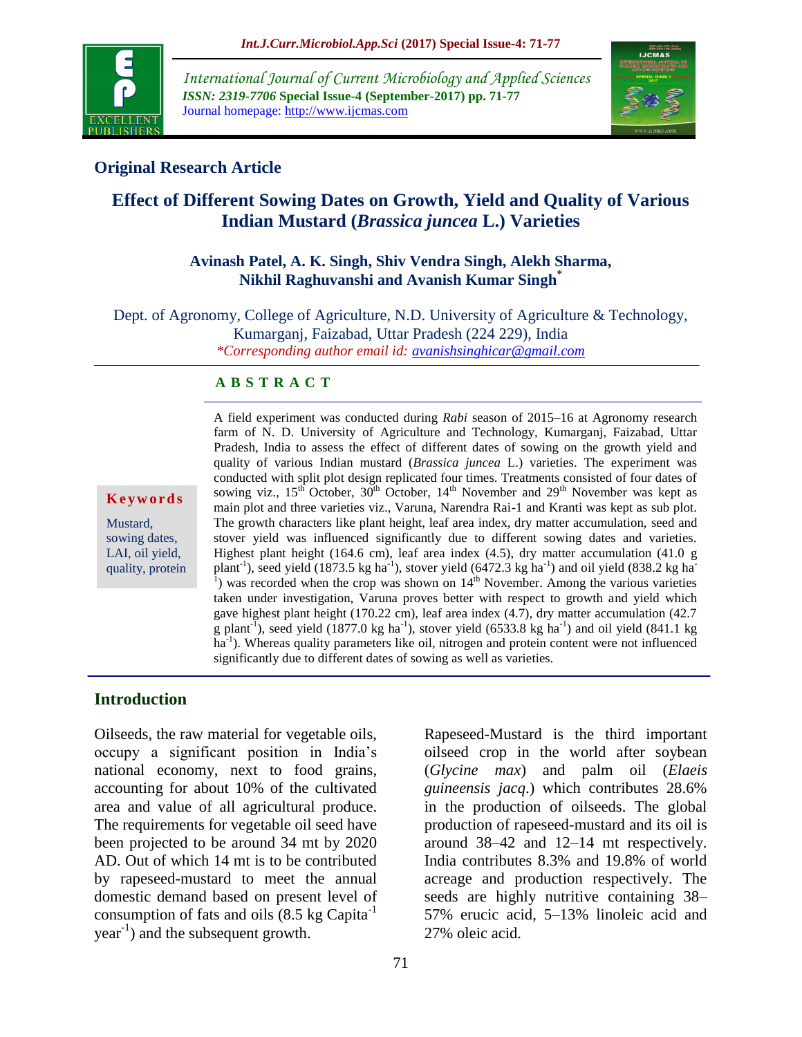## Original Research Article

# Effect of Different Sowing Dates on Growth, Yield and Quality of Various Indian Mustard (*Brassica juncea* L.) Varieties

**Avinash Patel, A. K. Singh, Shiv Vendra Singh, Alekh Sharma, Nikhil Raghuvanshi and Avanish Kumar Singh***

Dept. of Agronomy, College of Agriculture, N.D. University of Agriculture & Technology, Kumarganj, Faizabad, Uttar Pradesh (224 229), India

**Corresponding author email id:* avanishsinghicar@gmail.com

### ABSTRACT

**Keywords**

Mustard, sowing dates, LAI, oil yield, quality, protein

A field experiment was conducted during *Rabi* season of 2015–16 at Agronomy research farm of N. D. University of Agriculture and Technology, Kumarganj, Faizabad, Uttar Pradesh, India to assess the effect of different dates of sowing on the growth yield and quality of various Indian mustard (*Brassica juncea* L.) varieties. The experiment was conducted with split plot design replicated four times. Treatments consisted of four dates of sowing viz., 15th October, 30th October, 14th November and 29th November was kept as main plot and three varieties viz., Varuna, Narendra Rai-1 and Kranti was kept as sub plot. The growth characters like plant height, leaf area index, dry matter accumulation, seed and stover yield was influenced significantly due to different sowing dates and varieties. Highest plant height (164.6 cm), leaf area index (4.5), dry matter accumulation (41.0 g plant$^{-1}$), seed yield (1873.5 kg ha$^{-1}$), stover yield (6472.3 kg ha$^{-1}$) and oil yield (838.2 kg ha$^{-1}$) was recorded when the crop was shown on 14th November. Among the various varieties taken under investigation, Varuna proves better with respect to growth and yield which gave highest plant height (170.22 cm), leaf area index (4.7), dry matter accumulation (42.7 g plant$^{-1}$), seed yield (1877.0 kg ha$^{-1}$), stover yield (6533.8 kg ha$^{-1}$) and oil yield (841.1 kg ha$^{-1}$). Whereas quality parameters like oil, nitrogen and protein content were not influenced significantly due to different dates of sowing as well as varieties.

## Introduction

Oilseeds, the raw material for vegetable oils, occupy a significant position in India's national economy, next to food grains, accounting for about 10% of the cultivated area and value of all agricultural produce. The requirements for vegetable oil seed have been projected to be around 34 mt by 2020 AD. Out of which 14 mt is to be contributed by rapeseed-mustard to meet the annual domestic demand based on present level of consumption of fats and oils (8.5 kg Capita$^{-1}$ year$^{-1}$) and the subsequent growth.

Rapeseed-Mustard is the third important oilseed crop in the world after soybean (*Glycine max*) and palm oil (*Elaeis guineensis jacq*.) which contributes 28.6% in the production of oilseeds. The global production of rapeseed-mustard and its oil is around 38–42 and 12–14 mt respectively. India contributes 8.3% and 19.8% of world acreage and production respectively. The seeds are highly nutritive containing 38–57% erucic acid, 5–13% linoleic acid and 27% oleic acid.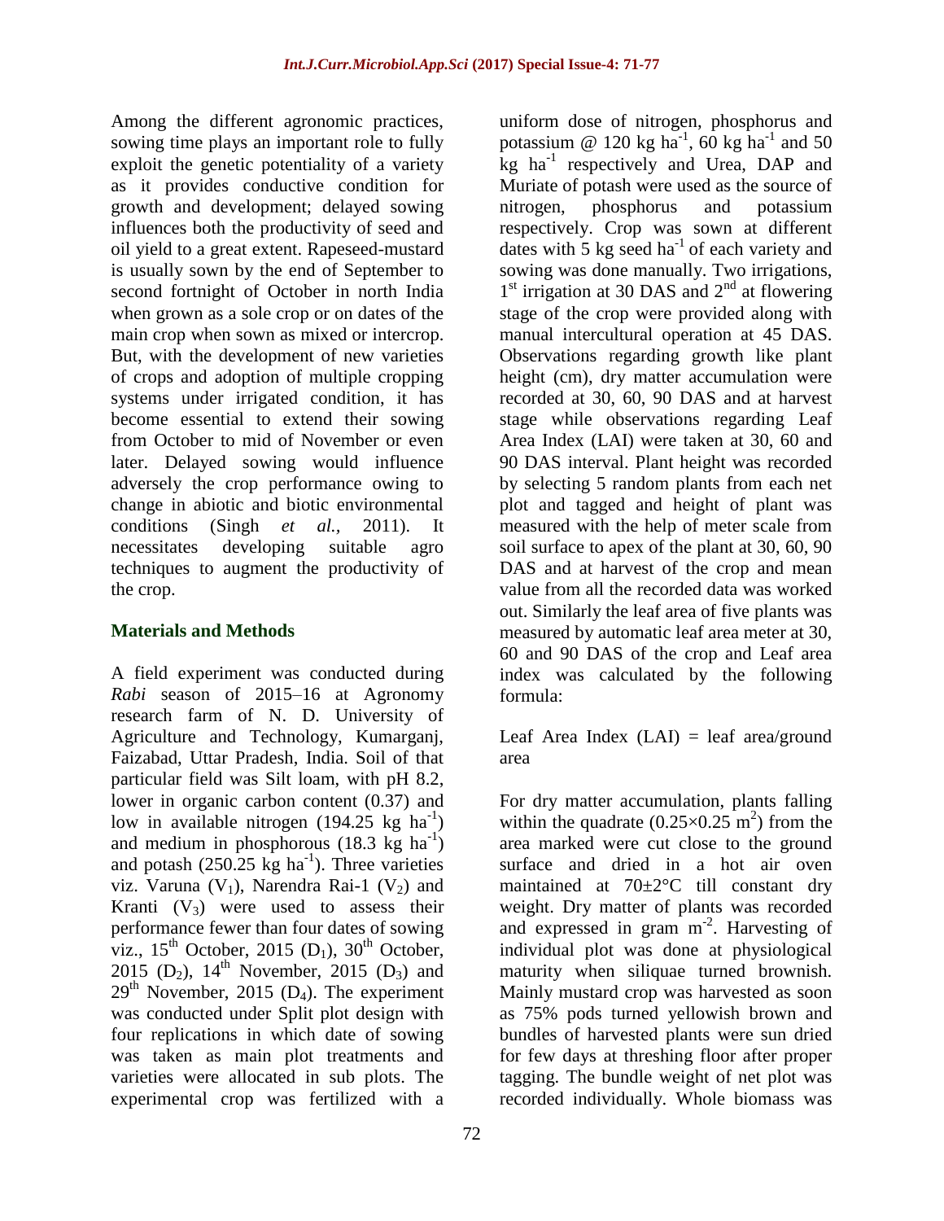Among the different agronomic practices, sowing time plays an important role to fully exploit the genetic potentiality of a variety as it provides conductive condition for growth and development; delayed sowing influences both the productivity of seed and oil yield to a great extent. Rapeseed-mustard is usually sown by the end of September to second fortnight of October in north India when grown as a sole crop or on dates of the main crop when sown as mixed or intercrop. But, with the development of new varieties of crops and adoption of multiple cropping systems under irrigated condition, it has become essential to extend their sowing from October to mid of November or even later. Delayed sowing would influence adversely the crop performance owing to change in abiotic and biotic environmental conditions (Singh *et al.,* 2011). It necessitates developing suitable agro techniques to augment the productivity of the crop.

## Materials and Methods

A field experiment was conducted during *Rabi* season of 2015–16 at Agronomy research farm of N. D. University of Agriculture and Technology, Kumarganj, Faizabad, Uttar Pradesh, India. Soil of that particular field was Silt loam, with pH 8.2, lower in organic carbon content (0.37) and low in available nitrogen (194.25 kg ha$^{-1}$) and medium in phosphorous (18.3 kg ha$^{-1}$) and potash (250.25 kg ha$^{-1}$). Three varieties viz. Varuna ($V_1$), Narendra Rai-1 ($V_2$) and Kranti ($V_3$) were used to assess their performance fewer than four dates of sowing viz., 15$^{th}$ October, 2015 ($D_1$), 30$^{th}$ October, 2015 ($D_2$), 14$^{th}$ November, 2015 ($D_3$) and 29$^{th}$ November, 2015 ($D_4$). The experiment was conducted under Split plot design with four replications in which date of sowing was taken as main plot treatments and varieties were allocated in sub plots. The experimental crop was fertilized with a uniform dose of nitrogen, phosphorus and potassium @ 120 kg ha$^{-1}$, 60 kg ha$^{-1}$ and 50 kg ha$^{-1}$ respectively and Urea, DAP and Muriate of potash were used as the source of nitrogen, phosphorus and potassium respectively. Crop was sown at different dates with 5 kg seed ha$^{-1}$ of each variety and sowing was done manually. Two irrigations, 1$^{st}$ irrigation at 30 DAS and 2$^{nd}$ at flowering stage of the crop were provided along with manual intercultural operation at 45 DAS. Observations regarding growth like plant height (cm), dry matter accumulation were recorded at 30, 60, 90 DAS and at harvest stage while observations regarding Leaf Area Index (LAI) were taken at 30, 60 and 90 DAS interval. Plant height was recorded by selecting 5 random plants from each net plot and tagged and height of plant was measured with the help of meter scale from soil surface to apex of the plant at 30, 60, 90 DAS and at harvest of the crop and mean value from all the recorded data was worked out. Similarly the leaf area of five plants was measured by automatic leaf area meter at 30, 60 and 90 DAS of the crop and Leaf area index was calculated by the following formula:

Leaf Area Index (LAI) = leaf area/ground area

For dry matter accumulation, plants falling within the quadrate ($0.25\times0.25$ m$^2$) from the area marked were cut close to the ground surface and dried in a hot air oven maintained at 70±2°C till constant dry weight. Dry matter of plants was recorded and expressed in gram m$^{-2}$. Harvesting of individual plot was done at physiological maturity when siliquae turned brownish. Mainly mustard crop was harvested as soon as 75% pods turned yellowish brown and bundles of harvested plants were sun dried for few days at threshing floor after proper tagging. The bundle weight of net plot was recorded individually. Whole biomass was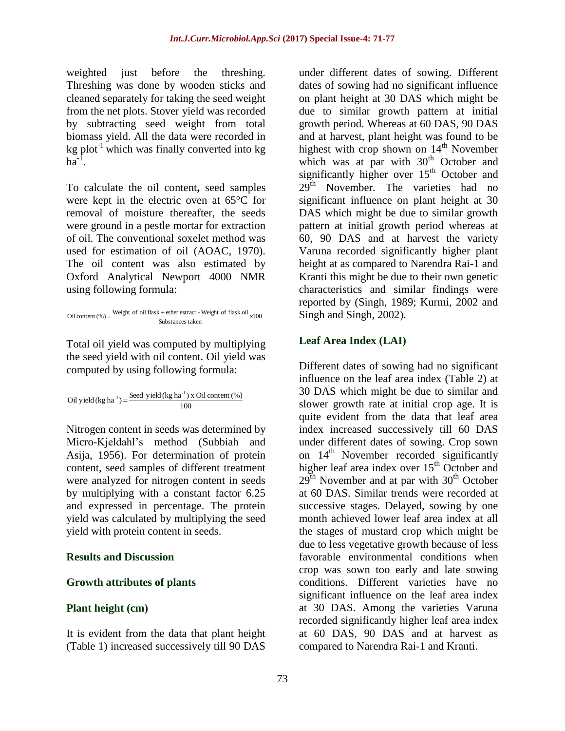weighted just before the threshing. Threshing was done by wooden sticks and cleaned separately for taking the seed weight from the net plots. Stover yield was recorded by subtracting seed weight from total biomass yield. All the data were recorded in kg plot$^{-1}$ which was finally converted into kg ha$^{-1}$.

To calculate the oil content**,** seed samples were kept in the electric oven at 65°C for removal of moisture thereafter, the seeds were ground in a pestle mortar for extraction of oil. The conventional soxelet method was used for estimation of oil (AOAC, 1970). The oil content was also estimated by Oxford Analytical Newport 4000 NMR using following formula:

$$\text{Oil content (\%)} = \frac{\text{Weight of oil flask + ether extract - Weight of flask oil}}{\text{Substances taken}} \text{x100}$$

Total oil yield was computed by multiplying the seed yield with oil content. Oil yield was computed by using following formula:

$$\text{Oil yield (kg ha}^{-1}\text{)} = \frac{\text{Seed yield (kg ha}^{-1}\text{) x Oil content (\%)}}{100}$$

Nitrogen content in seeds was determined by Micro-Kjeldahl's method (Subbiah and Asija, 1956). For determination of protein content, seed samples of different treatment were analyzed for nitrogen content in seeds by multiplying with a constant factor 6.25 and expressed in percentage. The protein yield was calculated by multiplying the seed yield with protein content in seeds.

## Results and Discussion

### Growth attributes of plants

### Plant height (cm)

It is evident from the data that plant height (Table 1) increased successively till 90 DAS under different dates of sowing. Different dates of sowing had no significant influence on plant height at 30 DAS which might be due to similar growth pattern at initial growth period. Whereas at 60 DAS, 90 DAS and at harvest, plant height was found to be highest with crop shown on 14$^{th}$ November which was at par with 30$^{th}$ October and significantly higher over 15$^{th}$ October and 29$^{th}$ November. The varieties had no significant influence on plant height at 30 DAS which might be due to similar growth pattern at initial growth period whereas at 60, 90 DAS and at harvest the variety Varuna recorded significantly higher plant height at as compared to Narendra Rai-1 and Kranti this might be due to their own genetic characteristics and similar findings were reported by (Singh, 1989; Kurmi, 2002 and Singh and Singh, 2002).

### Leaf Area Index (LAI)

Different dates of sowing had no significant influence on the leaf area index (Table 2) at 30 DAS which might be due to similar and slower growth rate at initial crop age. It is quite evident from the data that leaf area index increased successively till 60 DAS under different dates of sowing. Crop sown on 14$^{th}$ November recorded significantly higher leaf area index over 15$^{th}$ October and 29$^{th}$ November and at par with 30$^{th}$ October at 60 DAS. Similar trends were recorded at successive stages. Delayed, sowing by one month achieved lower leaf area index at all the stages of mustard crop which might be due to less vegetative growth because of less favorable environmental conditions when crop was sown too early and late sowing conditions. Different varieties have no significant influence on the leaf area index at 30 DAS. Among the varieties Varuna recorded significantly higher leaf area index at 60 DAS, 90 DAS and at harvest as compared to Narendra Rai-1 and Kranti.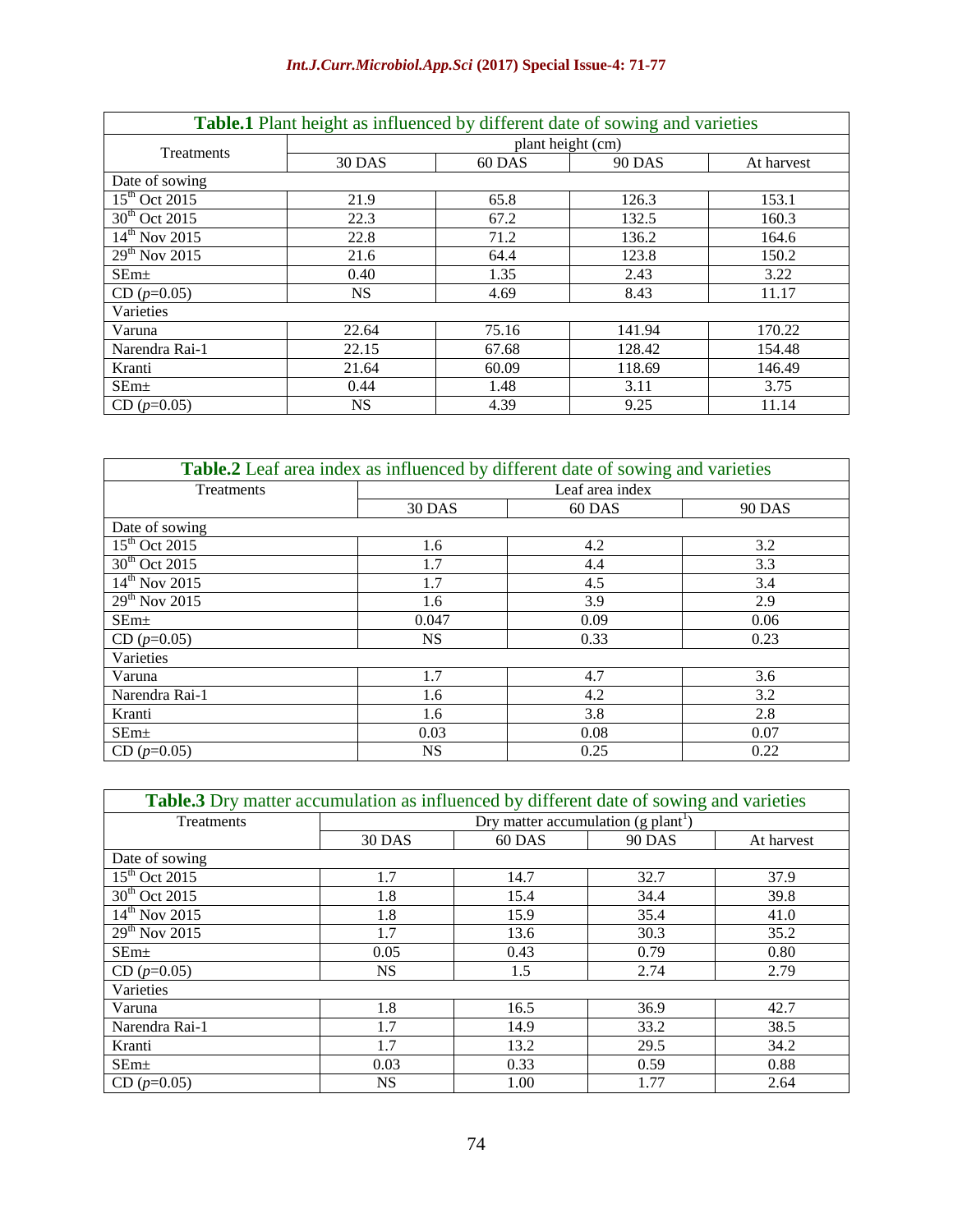**Table.1** Plant height as influenced by different date of sowing and varieties

| Treatments | plant height (cm) | | | |
|---|---|---|---|---|
| | 30 DAS | 60 DAS | 90 DAS | At harvest |
| Date of sowing | | | | |
| 15[th] Oct 2015 | 21.9 | 65.8 | 126.3 | 153.1 |
| 30[th] Oct 2015 | 22.3 | 67.2 | 132.5 | 160.3 |
| 14[th] Nov 2015 | 22.8 | 71.2 | 136.2 | 164.6 |
| 29[th] Nov 2015 | 21.6 | 64.4 | 123.8 | 150.2 |
| SEm± | 0.40 | 1.35 | 2.43 | 3.22 |
| CD ($p$=0.05) | NS | 4.69 | 8.43 | 11.17 |
| Varieties | | | | |
| Varuna | 22.64 | 75.16 | 141.94 | 170.22 |
| Narendra Rai-1 | 22.15 | 67.68 | 128.42 | 154.48 |
| Kranti | 21.64 | 60.09 | 118.69 | 146.49 |
| SEm± | 0.44 | 1.48 | 3.11 | 3.75 |
| CD ($p$=0.05) | NS | 4.39 | 9.25 | 11.14 |

**Table.2** Leaf area index as influenced by different date of sowing and varieties

| Treatments | Leaf area index | | |
|---|---|---|---|
| | 30 DAS | 60 DAS | 90 DAS |
| Date of sowing | | | |
| 15[th] Oct 2015 | 1.6 | 4.2 | 3.2 |
| 30[th] Oct 2015 | 1.7 | 4.4 | 3.3 |
| 14[th] Nov 2015 | 1.7 | 4.5 | 3.4 |
| 29[th] Nov 2015 | 1.6 | 3.9 | 2.9 |
| SEm± | 0.047 | 0.09 | 0.06 |
| CD ($p$=0.05) | NS | 0.33 | 0.23 |
| Varieties | | | |
| Varuna | 1.7 | 4.7 | 3.6 |
| Narendra Rai-1 | 1.6 | 4.2 | 3.2 |
| Kranti | 1.6 | 3.8 | 2.8 |
| SEm± | 0.03 | 0.08 | 0.07 |
| CD ($p$=0.05) | NS | 0.25 | 0.22 |

**Table.3** Dry matter accumulation as influenced by different date of sowing and varieties

| Treatments | Dry matter accumulation (g plant$^{-1}$) | | | |
|---|---|---|---|---|
| | 30 DAS | 60 DAS | 90 DAS | At harvest |
| Date of sowing | | | | |
| 15[th] Oct 2015 | 1.7 | 14.7 | 32.7 | 37.9 |
| 30[th] Oct 2015 | 1.8 | 15.4 | 34.4 | 39.8 |
| 14[th] Nov 2015 | 1.8 | 15.9 | 35.4 | 41.0 |
| 29[th] Nov 2015 | 1.7 | 13.6 | 30.3 | 35.2 |
| SEm± | 0.05 | 0.43 | 0.79 | 0.80 |
| CD ($p$=0.05) | NS | 1.5 | 2.74 | 2.79 |
| Varieties | | | | |
| Varuna | 1.8 | 16.5 | 36.9 | 42.7 |
| Narendra Rai-1 | 1.7 | 14.9 | 33.2 | 38.5 |
| Kranti | 1.7 | 13.2 | 29.5 | 34.2 |
| SEm± | 0.03 | 0.33 | 0.59 | 0.88 |
| CD ($p$=0.05) | NS | 1.00 | 1.77 | 2.64 |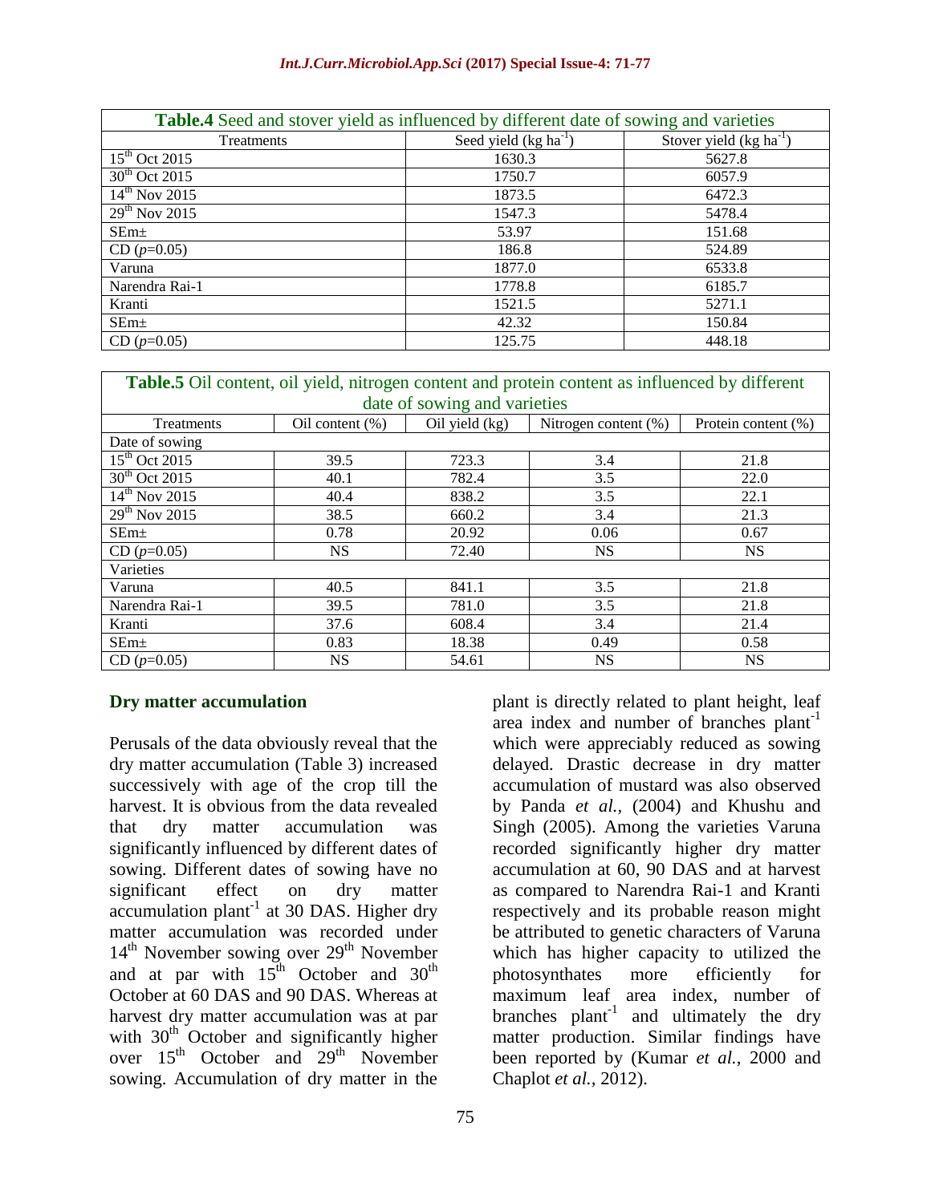**Table.4** Seed and stover yield as influenced by different date of sowing and varieties

| Treatments | Seed yield (kg ha$^{-1}$) | Stover yield (kg ha$^{-1}$) |
|---|---|---|
| 15$^{th}$ Oct 2015 | 1630.3 | 5627.8 |
| 30$^{th}$ Oct 2015 | 1750.7 | 6057.9 |
| 14$^{th}$ Nov 2015 | 1873.5 | 6472.3 |
| 29$^{th}$ Nov 2015 | 1547.3 | 5478.4 |
| SEm± | 53.97 | 151.68 |
| CD ($p$=0.05) | 186.8 | 524.89 |
| Varuna | 1877.0 | 6533.8 |
| Narendra Rai-1 | 1778.8 | 6185.7 |
| Kranti | 1521.5 | 5271.1 |
| SEm± | 42.32 | 150.84 |
| CD ($p$=0.05) | 125.75 | 448.18 |

**Table.5** Oil content, oil yield, nitrogen content and protein content as influenced by different date of sowing and varieties

| Treatments | Oil content (%) | Oil yield (kg) | Nitrogen content (%) | Protein content (%) |
|---|---|---|---|---|
| Date of sowing | | | | |
| 15$^{th}$ Oct 2015 | 39.5 | 723.3 | 3.4 | 21.8 |
| 30$^{th}$ Oct 2015 | 40.1 | 782.4 | 3.5 | 22.0 |
| 14$^{th}$ Nov 2015 | 40.4 | 838.2 | 3.5 | 22.1 |
| 29$^{th}$ Nov 2015 | 38.5 | 660.2 | 3.4 | 21.3 |
| SEm± | 0.78 | 20.92 | 0.06 | 0.67 |
| CD ($p$=0.05) | NS | 72.40 | NS | NS |
| Varieties | | | | |
| Varuna | 40.5 | 841.1 | 3.5 | 21.8 |
| Narendra Rai-1 | 39.5 | 781.0 | 3.5 | 21.8 |
| Kranti | 37.6 | 608.4 | 3.4 | 21.4 |
| SEm± | 0.83 | 18.38 | 0.49 | 0.58 |
| CD ($p$=0.05) | NS | 54.61 | NS | NS |

### Dry matter accumulation

Perusals of the data obviously reveal that the dry matter accumulation (Table 3) increased successively with age of the crop till the harvest. It is obvious from the data revealed that dry matter accumulation was significantly influenced by different dates of sowing. Different dates of sowing have no significant effect on dry matter accumulation plant$^{-1}$ at 30 DAS. Higher dry matter accumulation was recorded under 14$^{th}$ November sowing over 29$^{th}$ November and at par with 15$^{th}$ October and 30$^{th}$ October at 60 DAS and 90 DAS. Whereas at harvest dry matter accumulation was at par with 30$^{th}$ October and significantly higher over 15$^{th}$ October and 29$^{th}$ November sowing. Accumulation of dry matter in the plant is directly related to plant height, leaf area index and number of branches plant$^{-1}$ which were appreciably reduced as sowing delayed. Drastic decrease in dry matter accumulation of mustard was also observed by Panda *et al.,* (2004) and Khushu and Singh (2005). Among the varieties Varuna recorded significantly higher dry matter accumulation at 60, 90 DAS and at harvest as compared to Narendra Rai-1 and Kranti respectively and its probable reason might be attributed to genetic characters of Varuna which has higher capacity to utilized the photosynthates more efficiently for maximum leaf area index, number of branches plant$^{-1}$ and ultimately the dry matter production. Similar findings have been reported by (Kumar *et al.,* 2000 and Chaplot *et al.,* 2012).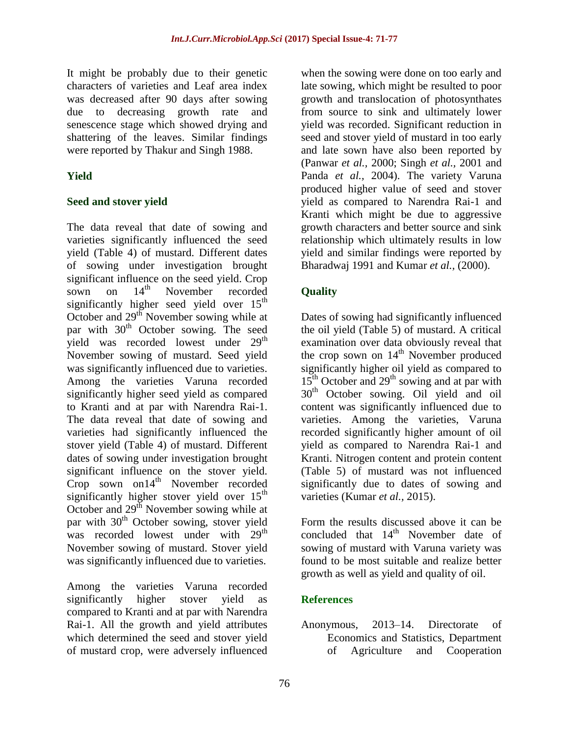It might be probably due to their genetic characters of varieties and Leaf area index was decreased after 90 days after sowing due to decreasing growth rate and senescence stage which showed drying and shattering of the leaves. Similar findings were reported by Thakur and Singh 1988.

## Yield

### Seed and stover yield

The data reveal that date of sowing and varieties significantly influenced the seed yield (Table 4) of mustard. Different dates of sowing under investigation brought significant influence on the seed yield. Crop sown on 14$^{th}$ November recorded significantly higher seed yield over 15$^{th}$ October and 29$^{th}$ November sowing while at par with 30$^{th}$ October sowing. The seed yield was recorded lowest under 29$^{th}$ November sowing of mustard. Seed yield was significantly influenced due to varieties. Among the varieties Varuna recorded significantly higher seed yield as compared to Kranti and at par with Narendra Rai-1. The data reveal that date of sowing and varieties had significantly influenced the stover yield (Table 4) of mustard. Different dates of sowing under investigation brought significant influence on the stover yield. Crop sown on14$^{th}$ November recorded significantly higher stover yield over 15$^{th}$ October and 29$^{th}$ November sowing while at par with 30$^{th}$ October sowing, stover yield was recorded lowest under with 29$^{th}$ November sowing of mustard. Stover yield was significantly influenced due to varieties.

Among the varieties Varuna recorded significantly higher stover yield as compared to Kranti and at par with Narendra Rai-1. All the growth and yield attributes which determined the seed and stover yield of mustard crop, were adversely influenced when the sowing were done on too early and late sowing, which might be resulted to poor growth and translocation of photosynthates from source to sink and ultimately lower yield was recorded. Significant reduction in seed and stover yield of mustard in too early and late sown have also been reported by (Panwar *et al.*, 2000; Singh *et al.*, 2001 and Panda *et al.*, 2004). The variety Varuna produced higher value of seed and stover yield as compared to Narendra Rai-1 and Kranti which might be due to aggressive growth characters and better source and sink relationship which ultimately results in low yield and similar findings were reported by Bharadwaj 1991 and Kumar *et al.*, (2000).

## Quality

Dates of sowing had significantly influenced the oil yield (Table 5) of mustard. A critical examination over data obviously reveal that the crop sown on 14$^{th}$ November produced significantly higher oil yield as compared to 15$^{th}$ October and 29$^{th}$ sowing and at par with 30$^{th}$ October sowing. Oil yield and oil content was significantly influenced due to varieties. Among the varieties, Varuna recorded significantly higher amount of oil yield as compared to Narendra Rai-1 and Kranti. Nitrogen content and protein content (Table 5) of mustard was not influenced significantly due to dates of sowing and varieties (Kumar *et al.*, 2015).

Form the results discussed above it can be concluded that 14$^{th}$ November date of sowing of mustard with Varuna variety was found to be most suitable and realize better growth as well as yield and quality of oil.

## References

Anonymous, 2013–14. Directorate of Economics and Statistics, Department of Agriculture and Cooperation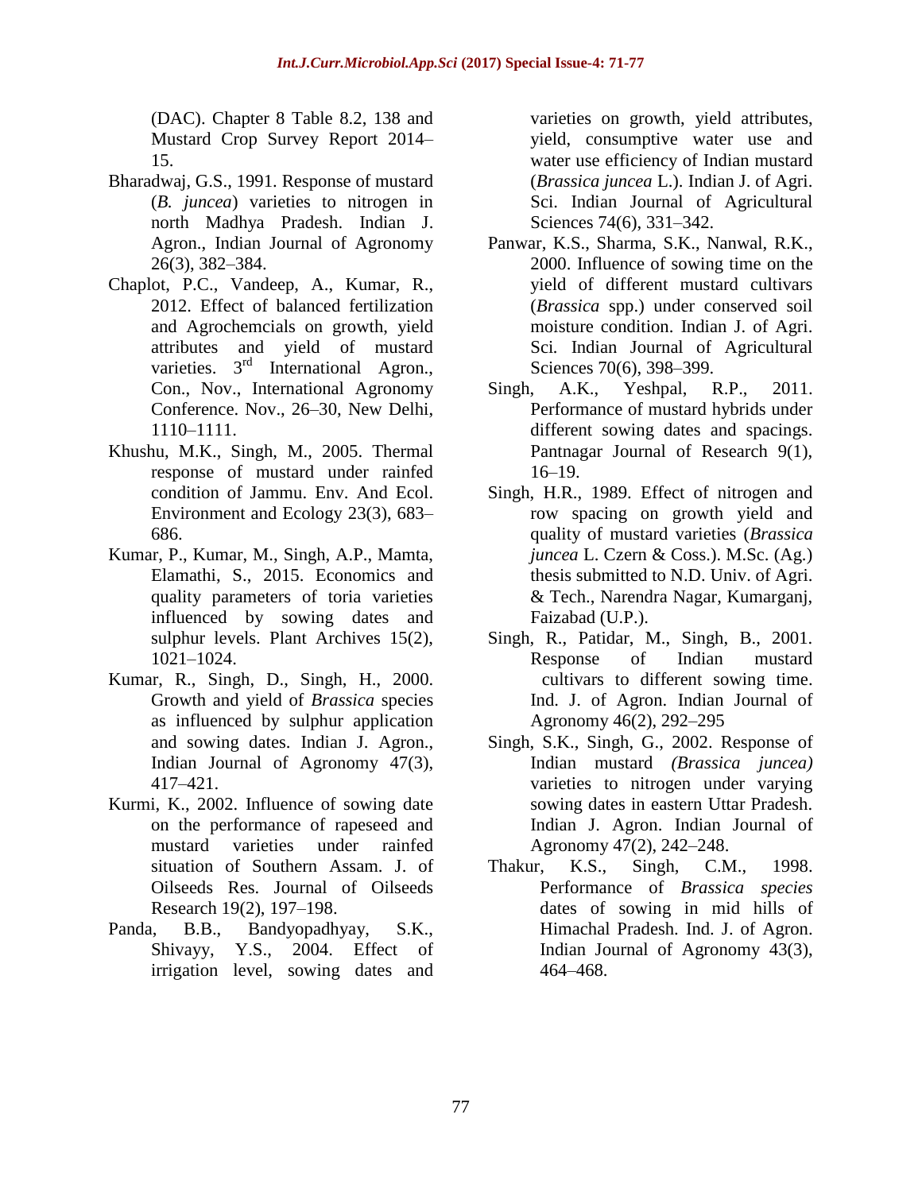(DAC). Chapter 8 Table 8.2, 138 and Mustard Crop Survey Report 2014–15.

Bharadwaj, G.S., 1991. Response of mustard (*B. juncea*) varieties to nitrogen in north Madhya Pradesh. Indian J. Agron., Indian Journal of Agronomy 26(3), 382–384.

Chaplot, P.C., Vandeep, A., Kumar, R., 2012. Effect of balanced fertilization and Agrochemcials on growth, yield attributes and yield of mustard varieties. 3rd International Agron., Con., Nov., International Agronomy Conference. Nov., 26–30, New Delhi, 1110–1111.

Khushu, M.K., Singh, M., 2005. Thermal response of mustard under rainfed condition of Jammu. Env. And Ecol. Environment and Ecology 23(3), 683–686.

Kumar, P., Kumar, M., Singh, A.P., Mamta, Elamathi, S., 2015. Economics and quality parameters of toria varieties influenced by sowing dates and sulphur levels. Plant Archives 15(2), 1021–1024.

Kumar, R., Singh, D., Singh, H., 2000. Growth and yield of *Brassica* species as influenced by sulphur application and sowing dates. Indian J. Agron., Indian Journal of Agronomy 47(3), 417–421.

Kurmi, K., 2002. Influence of sowing date on the performance of rapeseed and mustard varieties under rainfed situation of Southern Assam. J. of Oilseeds Res. Journal of Oilseeds Research 19(2), 197–198.

Panda, B.B., Bandyopadhyay, S.K., Shivayy, Y.S., 2004. Effect of irrigation level, sowing dates and varieties on growth, yield attributes, yield, consumptive water use and water use efficiency of Indian mustard (*Brassica juncea* L.). Indian J. of Agri. Sci. Indian Journal of Agricultural Sciences 74(6), 331–342.

Panwar, K.S., Sharma, S.K., Nanwal, R.K., 2000. Influence of sowing time on the yield of different mustard cultivars (*Brassica* spp.) under conserved soil moisture condition. Indian J. of Agri. Sci. Indian Journal of Agricultural Sciences 70(6), 398–399.

Singh, A.K., Yeshpal, R.P., 2011. Performance of mustard hybrids under different sowing dates and spacings. Pantnagar Journal of Research 9(1), 16–19.

Singh, H.R., 1989. Effect of nitrogen and row spacing on growth yield and quality of mustard varieties (*Brassica juncea* L. Czern & Coss.). M.Sc. (Ag.) thesis submitted to N.D. Univ. of Agri. & Tech., Narendra Nagar, Kumarganj, Faizabad (U.P.).

Singh, R., Patidar, M., Singh, B., 2001. Response of Indian mustard cultivars to different sowing time. Ind. J. of Agron. Indian Journal of Agronomy 46(2), 292–295

Singh, S.K., Singh, G., 2002. Response of Indian mustard *(Brassica juncea)* varieties to nitrogen under varying sowing dates in eastern Uttar Pradesh. Indian J. Agron. Indian Journal of Agronomy 47(2), 242–248.

Thakur, K.S., Singh, C.M., 1998. Performance of *Brassica species* dates of sowing in mid hills of Himachal Pradesh. Ind. J. of Agron. Indian Journal of Agronomy 43(3), 464–468.